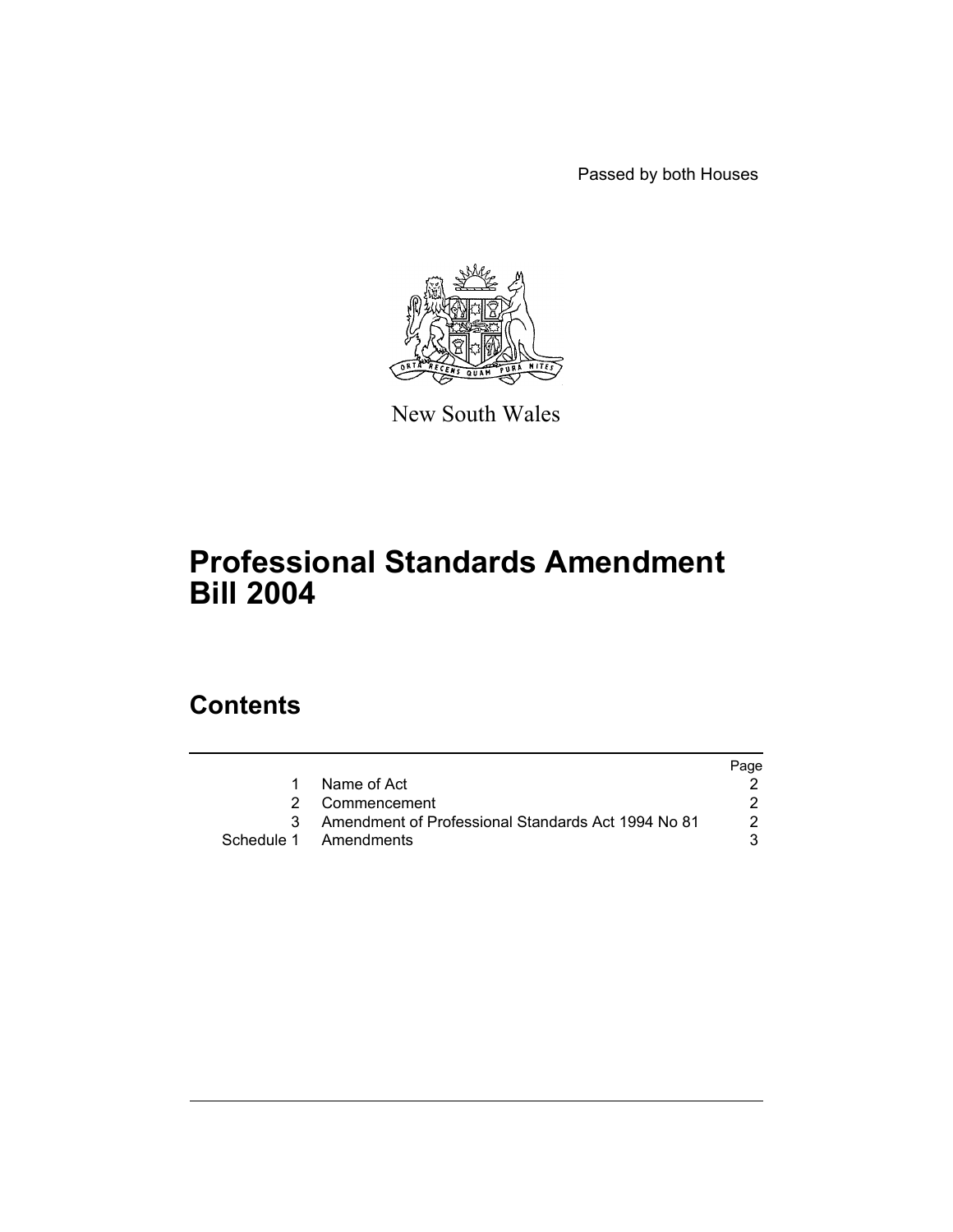Passed by both Houses

New South Wales

# Professional Standards Amendment Bill 2004

## Contents

| | | Page |
|---|---|---|
| 1 | Name of Act | 2 |
| 2 | Commencement | 2 |
| 3 | Amendment of Professional Standards Act 1994 No 81 | 2 |
| Schedule 1 | Amendments | 3 |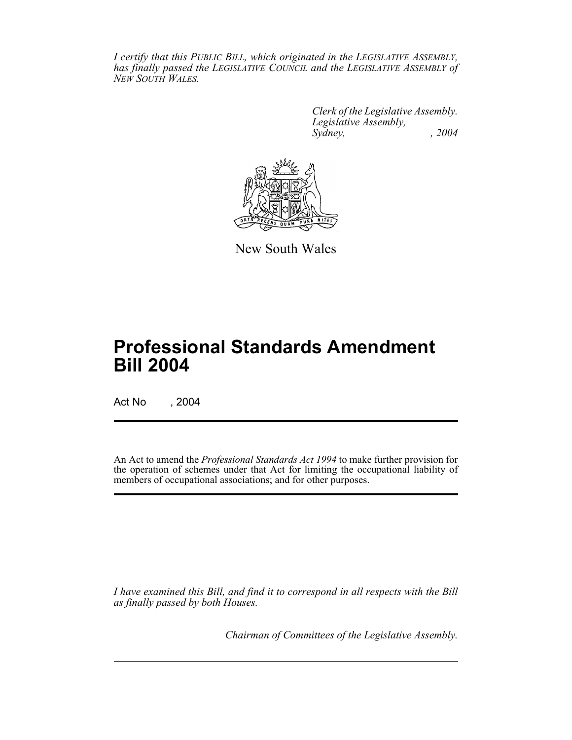*I certify that this PUBLIC BILL, which originated in the LEGISLATIVE ASSEMBLY, has finally passed the LEGISLATIVE COUNCIL and the LEGISLATIVE ASSEMBLY of NEW SOUTH WALES.*

*Clerk of the Legislative Assembly.*
*Legislative Assembly,*
*Sydney, , 2004*

New South Wales

# Professional Standards Amendment Bill 2004

Act No , 2004

An Act to amend the *Professional Standards Act 1994* to make further provision for the operation of schemes under that Act for limiting the occupational liability of members of occupational associations; and for other purposes.

*I have examined this Bill, and find it to correspond in all respects with the Bill as finally passed by both Houses.*

*Chairman of Committees of the Legislative Assembly.*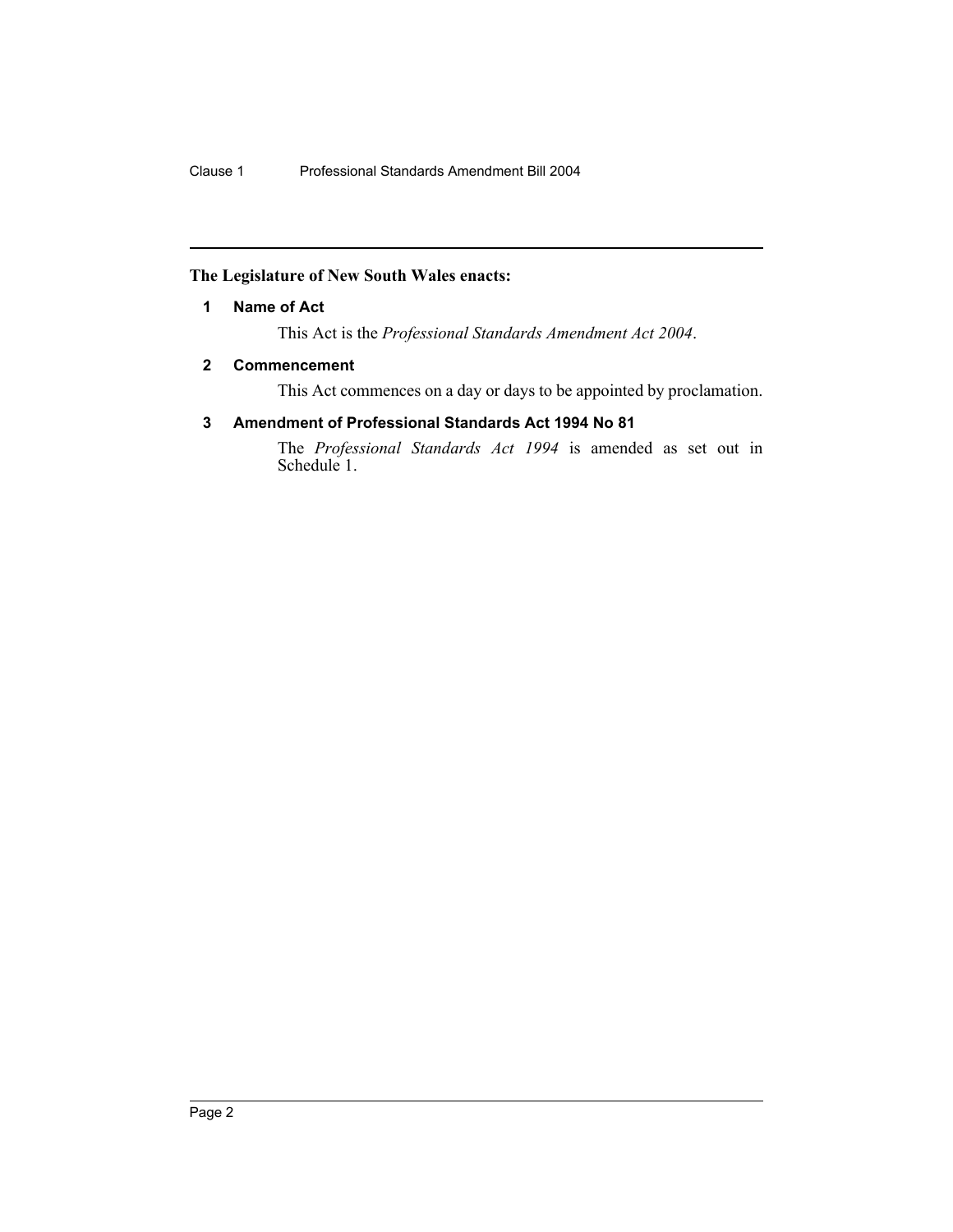**The Legislature of New South Wales enacts:**

## 1 Name of Act

This Act is the *Professional Standards Amendment Act 2004*.

## 2 Commencement

This Act commences on a day or days to be appointed by proclamation.

## 3 Amendment of Professional Standards Act 1994 No 81

The *Professional Standards Act 1994* is amended as set out in Schedule 1.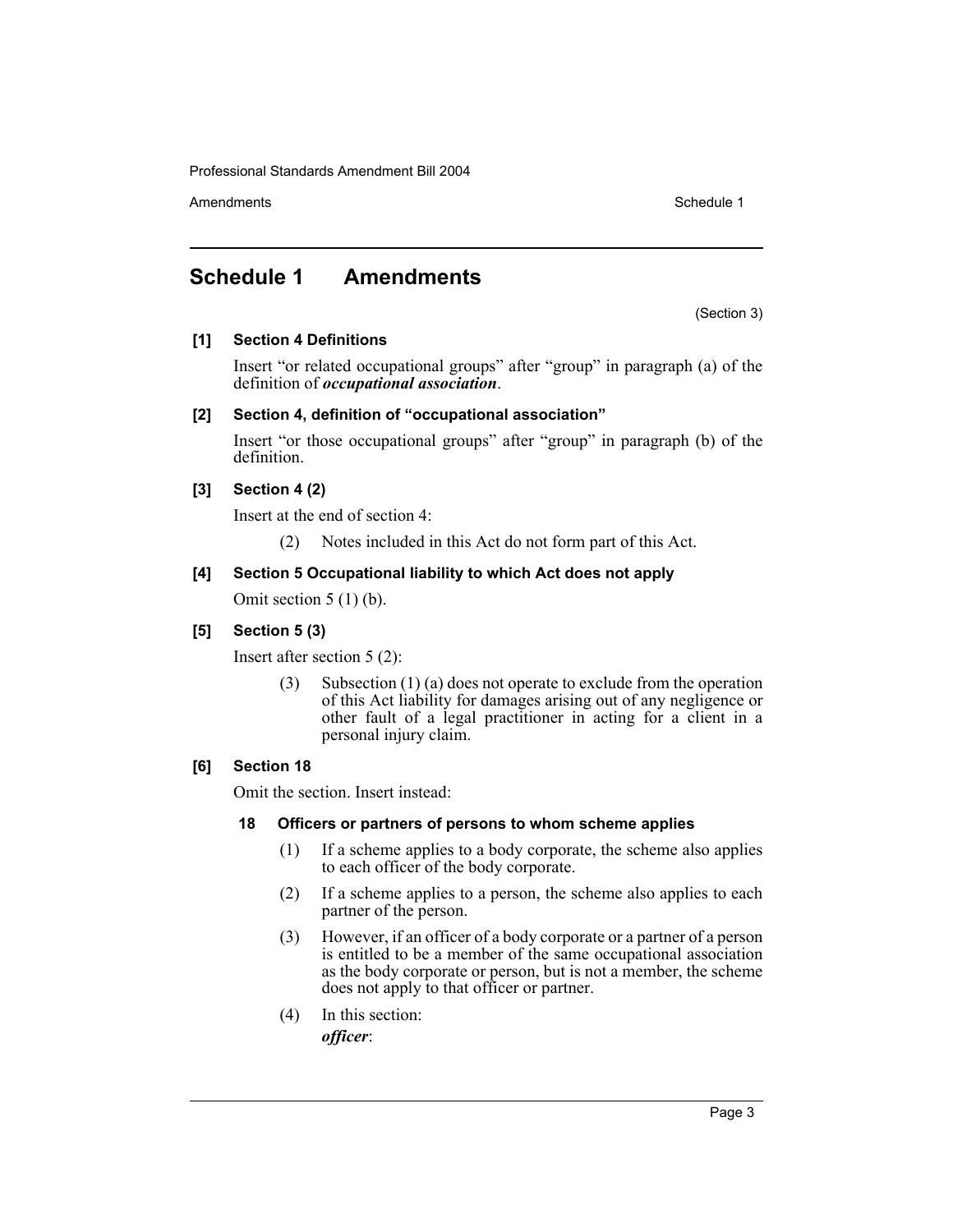# Schedule 1 Amendments

(Section 3)

**[1] Section 4 Definitions**

Insert "or related occupational groups" after "group" in paragraph (a) of the definition of ***occupational association***.

**[2] Section 4, definition of "occupational association"**

Insert "or those occupational groups" after "group" in paragraph (b) of the definition.

**[3] Section 4 (2)**

Insert at the end of section 4:

(2) Notes included in this Act do not form part of this Act.

**[4] Section 5 Occupational liability to which Act does not apply**

Omit section 5 (1) (b).

**[5] Section 5 (3)**

Insert after section 5 (2):

(3) Subsection (1) (a) does not operate to exclude from the operation of this Act liability for damages arising out of any negligence or other fault of a legal practitioner in acting for a client in a personal injury claim.

**[6] Section 18**

Omit the section. Insert instead:

**18 Officers or partners of persons to whom scheme applies**

(1) If a scheme applies to a body corporate, the scheme also applies to each officer of the body corporate.

(2) If a scheme applies to a person, the scheme also applies to each partner of the person.

(3) However, if an officer of a body corporate or a partner of a person is entitled to be a member of the same occupational association as the body corporate or person, but is not a member, the scheme does not apply to that officer or partner.

(4) In this section:

***officer***: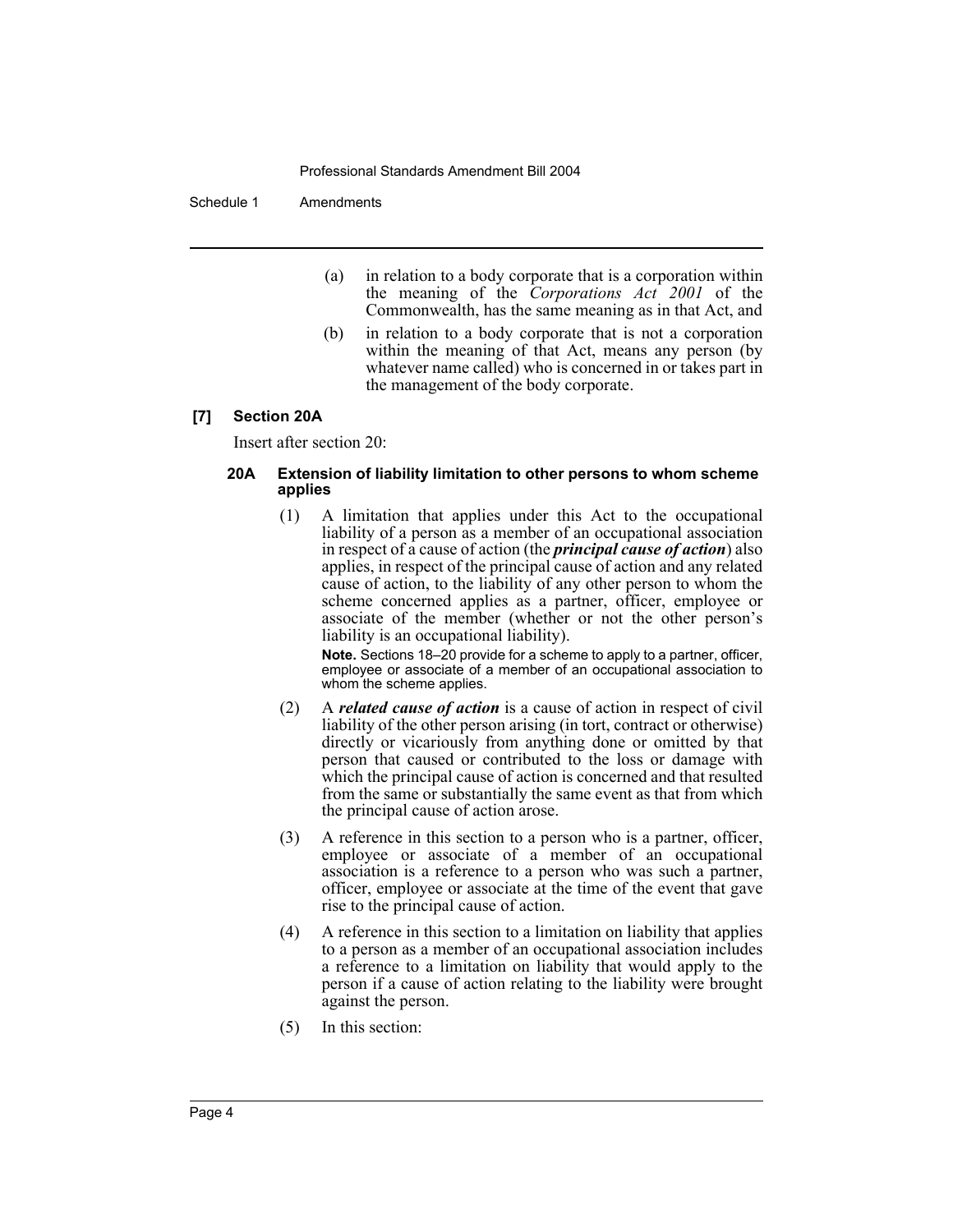(a) in relation to a body corporate that is a corporation within the meaning of the *Corporations Act 2001* of the Commonwealth, has the same meaning as in that Act, and

(b) in relation to a body corporate that is not a corporation within the meaning of that Act, means any person (by whatever name called) who is concerned in or takes part in the management of the body corporate.

### [7] Section 20A

Insert after section 20:

#### 20A Extension of liability limitation to other persons to whom scheme applies

(1) A limitation that applies under this Act to the occupational liability of a person as a member of an occupational association in respect of a cause of action (the ***principal cause of action***) also applies, in respect of the principal cause of action and any related cause of action, to the liability of any other person to whom the scheme concerned applies as a partner, officer, employee or associate of the member (whether or not the other person's liability is an occupational liability).

**Note.** Sections 18–20 provide for a scheme to apply to a partner, officer, employee or associate of a member of an occupational association to whom the scheme applies.

(2) A ***related cause of action*** is a cause of action in respect of civil liability of the other person arising (in tort, contract or otherwise) directly or vicariously from anything done or omitted by that person that caused or contributed to the loss or damage with which the principal cause of action is concerned and that resulted from the same or substantially the same event as that from which the principal cause of action arose.

(3) A reference in this section to a person who is a partner, officer, employee or associate of a member of an occupational association is a reference to a person who was such a partner, officer, employee or associate at the time of the event that gave rise to the principal cause of action.

(4) A reference in this section to a limitation on liability that applies to a person as a member of an occupational association includes a reference to a limitation on liability that would apply to the person if a cause of action relating to the liability were brought against the person.

(5) In this section: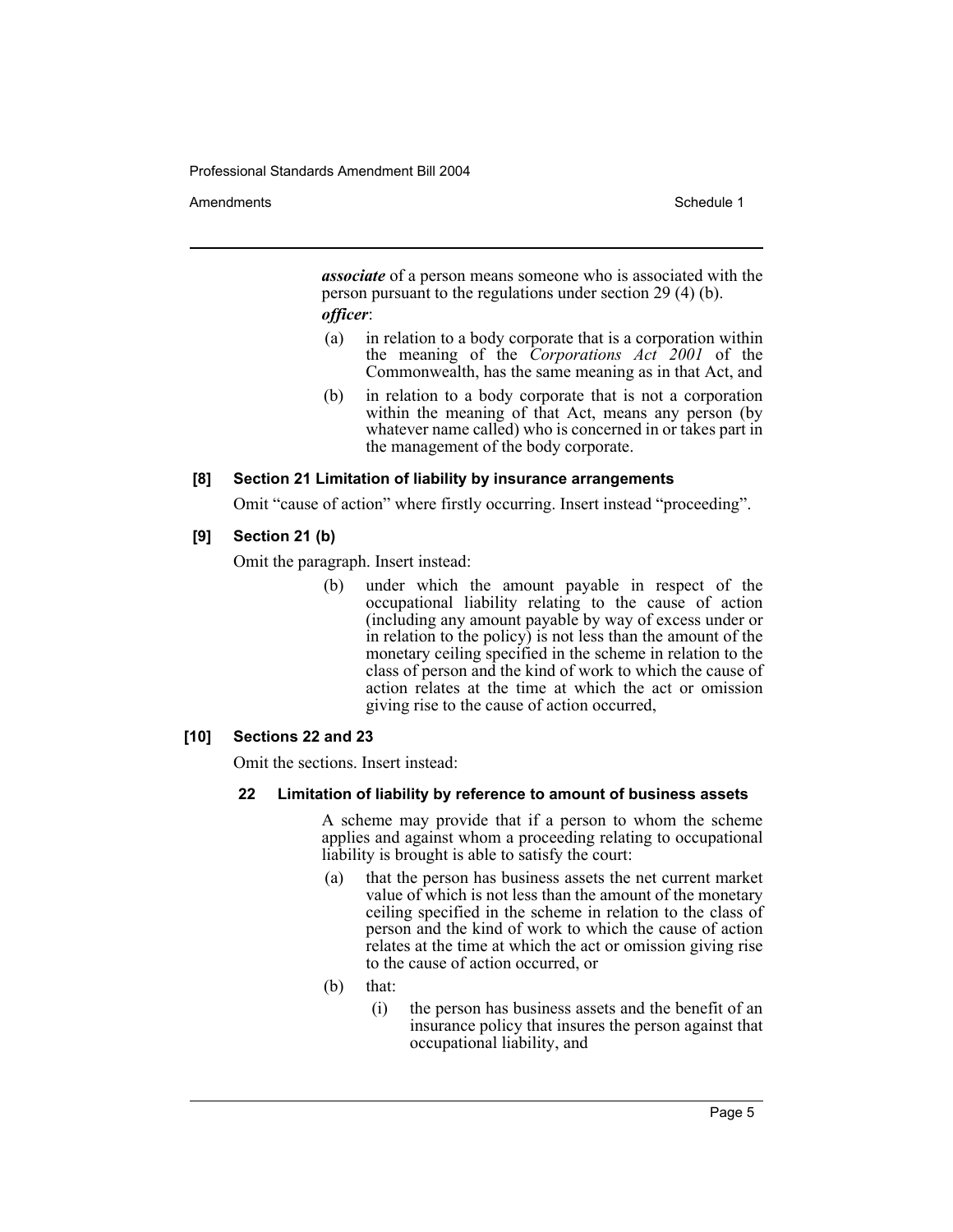***associate*** of a person means someone who is associated with the person pursuant to the regulations under section 29 (4) (b).

***officer***:

(a) in relation to a body corporate that is a corporation within the meaning of the *Corporations Act 2001* of the Commonwealth, has the same meaning as in that Act, and

(b) in relation to a body corporate that is not a corporation within the meaning of that Act, means any person (by whatever name called) who is concerned in or takes part in the management of the body corporate.

**[8] Section 21 Limitation of liability by insurance arrangements**

Omit "cause of action" where firstly occurring. Insert instead "proceeding".

**[9] Section 21 (b)**

Omit the paragraph. Insert instead:

(b) under which the amount payable in respect of the occupational liability relating to the cause of action (including any amount payable by way of excess under or in relation to the policy) is not less than the amount of the monetary ceiling specified in the scheme in relation to the class of person and the kind of work to which the cause of action relates at the time at which the act or omission giving rise to the cause of action occurred,

**[10] Sections 22 and 23**

Omit the sections. Insert instead:

**22 Limitation of liability by reference to amount of business assets**

A scheme may provide that if a person to whom the scheme applies and against whom a proceeding relating to occupational liability is brought is able to satisfy the court:

(a) that the person has business assets the net current market value of which is not less than the amount of the monetary ceiling specified in the scheme in relation to the class of person and the kind of work to which the cause of action relates at the time at which the act or omission giving rise to the cause of action occurred, or

(b) that:

(i) the person has business assets and the benefit of an insurance policy that insures the person against that occupational liability, and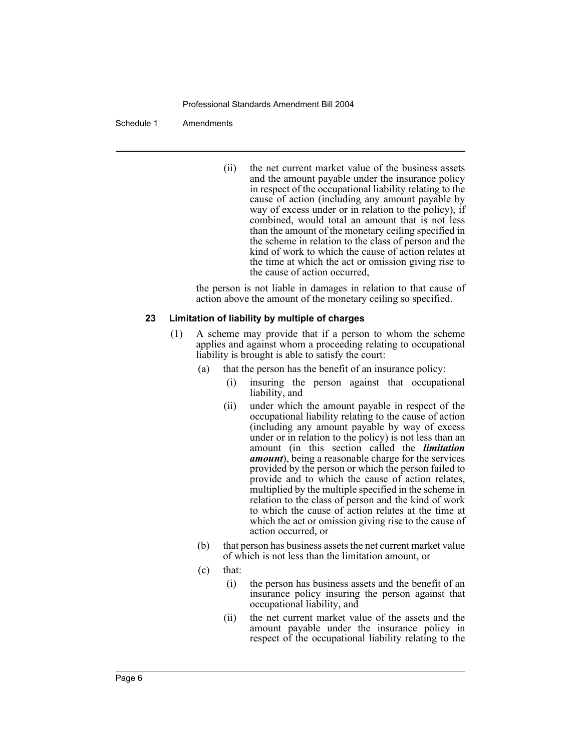(ii) the net current market value of the business assets and the amount payable under the insurance policy in respect of the occupational liability relating to the cause of action (including any amount payable by way of excess under or in relation to the policy), if combined, would total an amount that is not less than the amount of the monetary ceiling specified in the scheme in relation to the class of person and the kind of work to which the cause of action relates at the time at which the act or omission giving rise to the cause of action occurred,

the person is not liable in damages in relation to that cause of action above the amount of the monetary ceiling so specified.

### 23 Limitation of liability by multiple of charges

(1) A scheme may provide that if a person to whom the scheme applies and against whom a proceeding relating to occupational liability is brought is able to satisfy the court:

(a) that the person has the benefit of an insurance policy:

(i) insuring the person against that occupational liability, and

(ii) under which the amount payable in respect of the occupational liability relating to the cause of action (including any amount payable by way of excess under or in relation to the policy) is not less than an amount (in this section called the ***limitation amount***), being a reasonable charge for the services provided by the person or which the person failed to provide and to which the cause of action relates, multiplied by the multiple specified in the scheme in relation to the class of person and the kind of work to which the cause of action relates at the time at which the act or omission giving rise to the cause of action occurred, or

(b) that person has business assets the net current market value of which is not less than the limitation amount, or

(c) that:

(i) the person has business assets and the benefit of an insurance policy insuring the person against that occupational liability, and

(ii) the net current market value of the assets and the amount payable under the insurance policy in respect of the occupational liability relating to the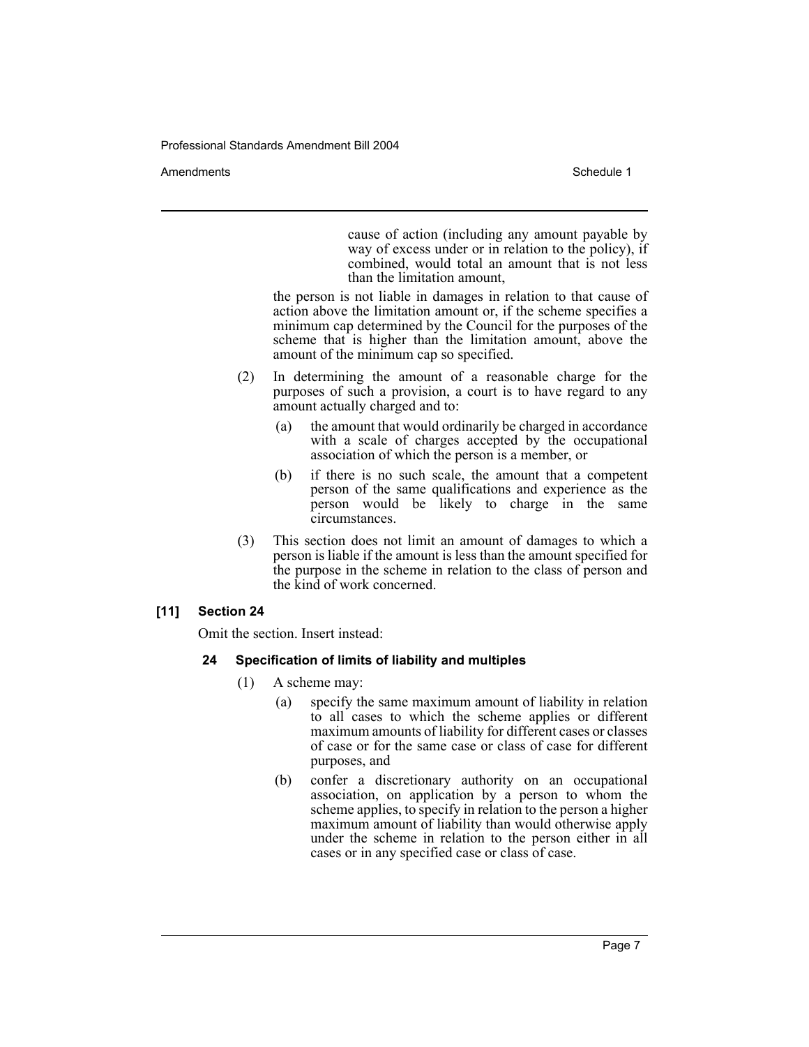cause of action (including any amount payable by way of excess under or in relation to the policy), if combined, would total an amount that is not less than the limitation amount,

the person is not liable in damages in relation to that cause of action above the limitation amount or, if the scheme specifies a minimum cap determined by the Council for the purposes of the scheme that is higher than the limitation amount, above the amount of the minimum cap so specified.

(2) In determining the amount of a reasonable charge for the purposes of such a provision, a court is to have regard to any amount actually charged and to:

(a) the amount that would ordinarily be charged in accordance with a scale of charges accepted by the occupational association of which the person is a member, or

(b) if there is no such scale, the amount that a competent person of the same qualifications and experience as the person would be likely to charge in the same circumstances.

(3) This section does not limit an amount of damages to which a person is liable if the amount is less than the amount specified for the purpose in the scheme in relation to the class of person and the kind of work concerned.

**[11] Section 24**

Omit the section. Insert instead:

**24 Specification of limits of liability and multiples**

(1) A scheme may:

(a) specify the same maximum amount of liability in relation to all cases to which the scheme applies or different maximum amounts of liability for different cases or classes of case or for the same case or class of case for different purposes, and

(b) confer a discretionary authority on an occupational association, on application by a person to whom the scheme applies, to specify in relation to the person a higher maximum amount of liability than would otherwise apply under the scheme in relation to the person either in all cases or in any specified case or class of case.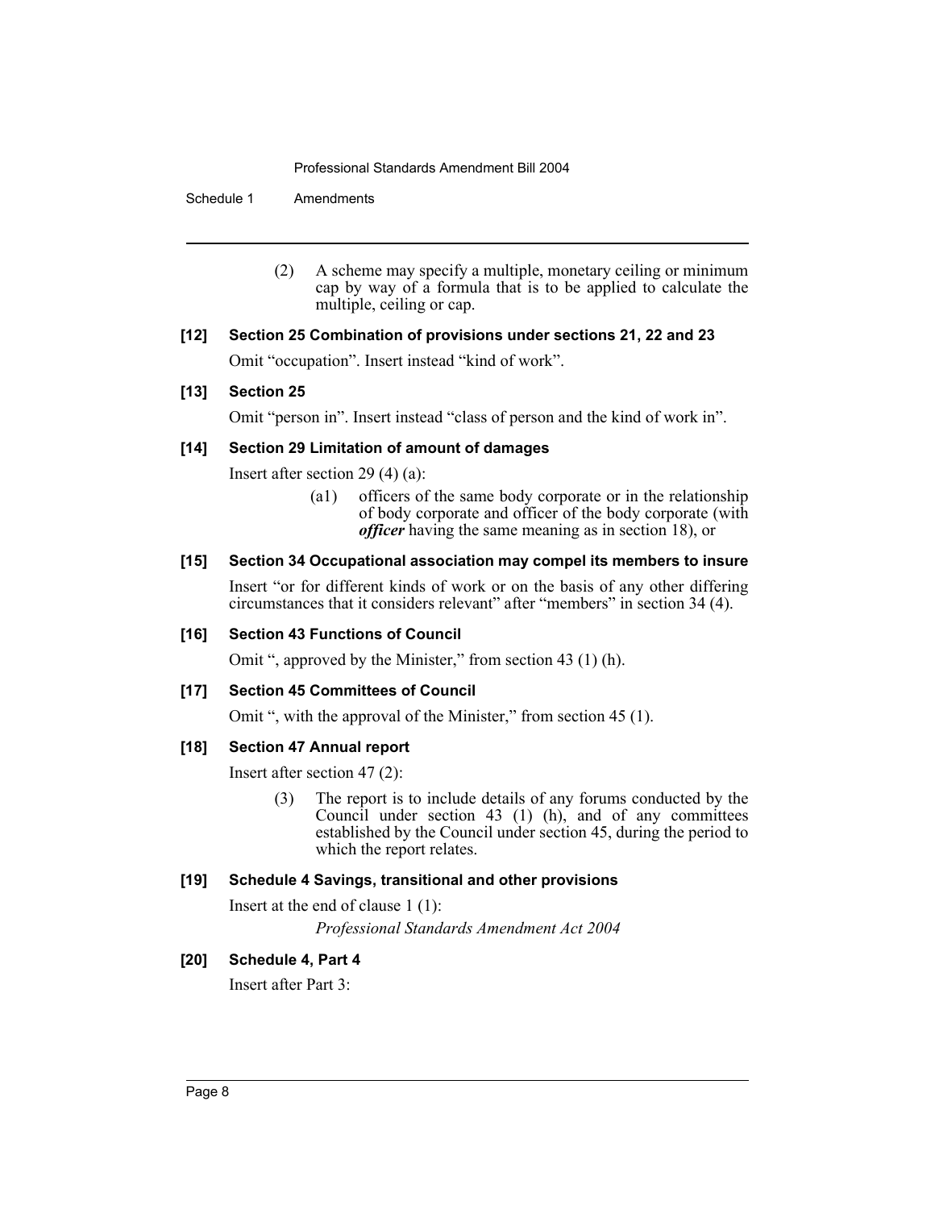(2) A scheme may specify a multiple, monetary ceiling or minimum cap by way of a formula that is to be applied to calculate the multiple, ceiling or cap.

**[12] Section 25 Combination of provisions under sections 21, 22 and 23**

Omit "occupation". Insert instead "kind of work".

**[13] Section 25**

Omit "person in". Insert instead "class of person and the kind of work in".

**[14] Section 29 Limitation of amount of damages**

Insert after section 29 (4) (a):

> (a1) officers of the same body corporate or in the relationship of body corporate and officer of the body corporate (with ***officer*** having the same meaning as in section 18), or

**[15] Section 34 Occupational association may compel its members to insure**

Insert "or for different kinds of work or on the basis of any other differing circumstances that it considers relevant" after "members" in section 34 (4).

**[16] Section 43 Functions of Council**

Omit ", approved by the Minister," from section 43 (1) (h).

**[17] Section 45 Committees of Council**

Omit ", with the approval of the Minister," from section 45 (1).

**[18] Section 47 Annual report**

Insert after section 47 (2):

> (3) The report is to include details of any forums conducted by the Council under section 43 (1) (h), and of any committees established by the Council under section 45, during the period to which the report relates.

**[19] Schedule 4 Savings, transitional and other provisions**

Insert at the end of clause 1 (1):

> *Professional Standards Amendment Act 2004*

**[20] Schedule 4, Part 4**

Insert after Part 3: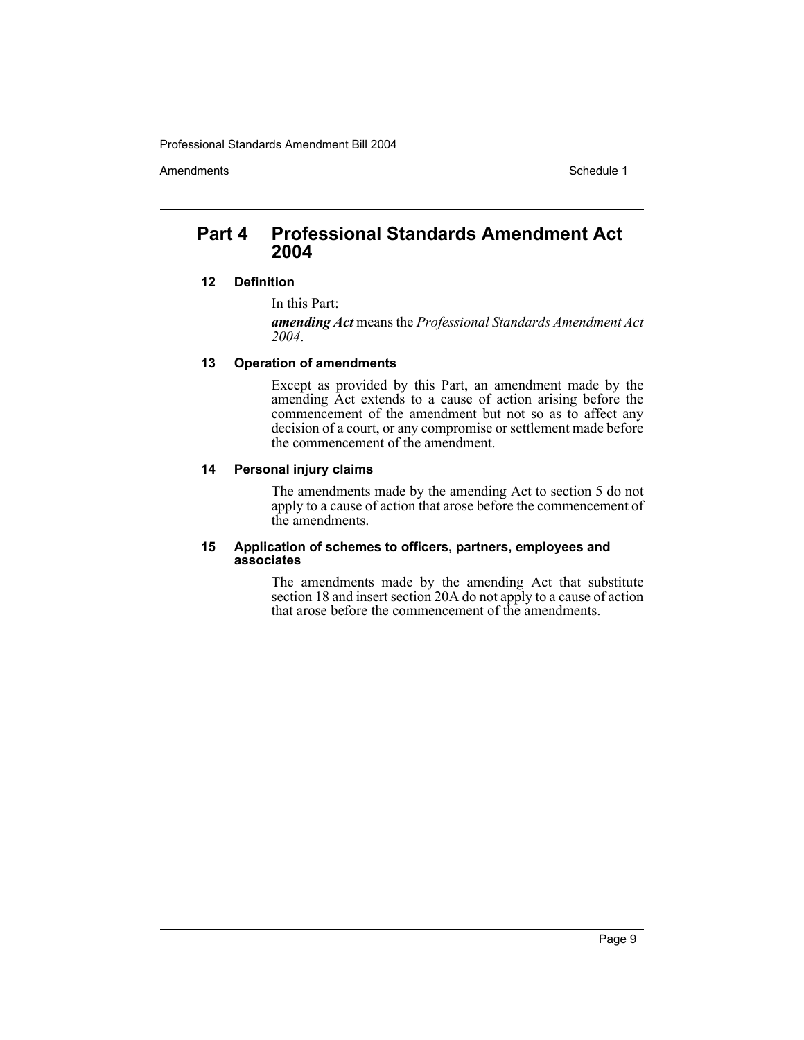## Part 4 Professional Standards Amendment Act 2004

### 12 Definition

In this Part:

***amending Act*** means the *Professional Standards Amendment Act 2004*.

### 13 Operation of amendments

Except as provided by this Part, an amendment made by the amending Act extends to a cause of action arising before the commencement of the amendment but not so as to affect any decision of a court, or any compromise or settlement made before the commencement of the amendment.

### 14 Personal injury claims

The amendments made by the amending Act to section 5 do not apply to a cause of action that arose before the commencement of the amendments.

### 15 Application of schemes to officers, partners, employees and associates

The amendments made by the amending Act that substitute section 18 and insert section 20A do not apply to a cause of action that arose before the commencement of the amendments.